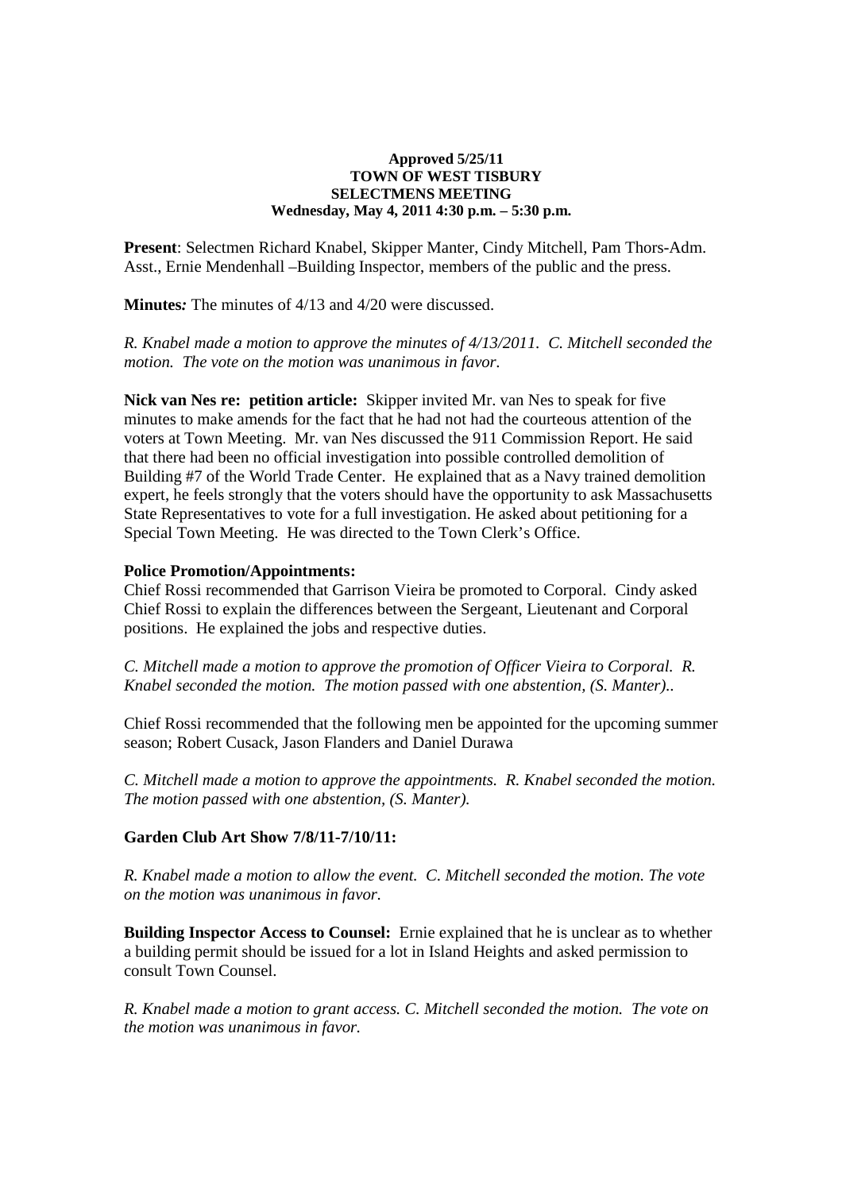**Approved 5/25/11**
**TOWN OF WEST TISBURY**
**SELECTMENS MEETING**
**Wednesday, May 4, 2011 4:30 p.m. – 5:30 p.m.**

**Present**: Selectmen Richard Knabel, Skipper Manter, Cindy Mitchell, Pam Thors-Adm. Asst., Ernie Mendenhall –Building Inspector, members of the public and the press.

**Minutes*:*** The minutes of 4/13 and 4/20 were discussed.

*R. Knabel made a motion to approve the minutes of 4/13/2011. C. Mitchell seconded the motion. The vote on the motion was unanimous in favor.*

**Nick van Nes re: petition article:** Skipper invited Mr. van Nes to speak for five minutes to make amends for the fact that he had not had the courteous attention of the voters at Town Meeting. Mr. van Nes discussed the 911 Commission Report. He said that there had been no official investigation into possible controlled demolition of Building #7 of the World Trade Center. He explained that as a Navy trained demolition expert, he feels strongly that the voters should have the opportunity to ask Massachusetts State Representatives to vote for a full investigation. He asked about petitioning for a Special Town Meeting. He was directed to the Town Clerk's Office.

**Police Promotion/Appointments:**
Chief Rossi recommended that Garrison Vieira be promoted to Corporal. Cindy asked Chief Rossi to explain the differences between the Sergeant, Lieutenant and Corporal positions. He explained the jobs and respective duties.

*C. Mitchell made a motion to approve the promotion of Officer Vieira to Corporal. R. Knabel seconded the motion. The motion passed with one abstention, (S. Manter)..*

Chief Rossi recommended that the following men be appointed for the upcoming summer season; Robert Cusack, Jason Flanders and Daniel Durawa

*C. Mitchell made a motion to approve the appointments. R. Knabel seconded the motion. The motion passed with one abstention, (S. Manter).*

**Garden Club Art Show 7/8/11-7/10/11:**

*R. Knabel made a motion to allow the event. C. Mitchell seconded the motion. The vote on the motion was unanimous in favor.*

**Building Inspector Access to Counsel:** Ernie explained that he is unclear as to whether a building permit should be issued for a lot in Island Heights and asked permission to consult Town Counsel.

*R. Knabel made a motion to grant access. C. Mitchell seconded the motion. The vote on the motion was unanimous in favor.*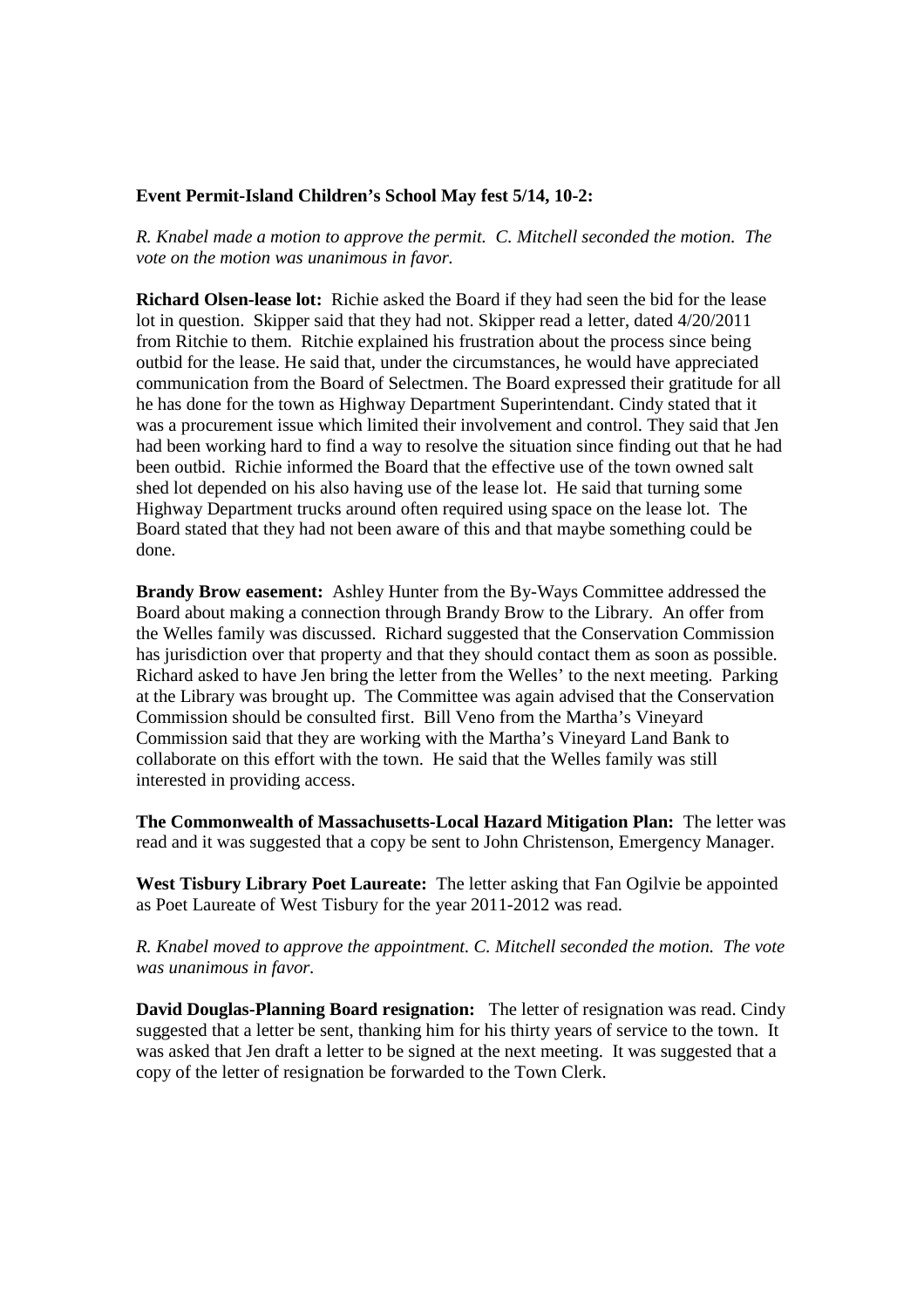**Event Permit-Island Children's School May fest 5/14, 10-2:**

*R. Knabel made a motion to approve the permit. C. Mitchell seconded the motion. The vote on the motion was unanimous in favor.*

**Richard Olsen-lease lot:** Richie asked the Board if they had seen the bid for the lease lot in question. Skipper said that they had not. Skipper read a letter, dated 4/20/2011 from Ritchie to them. Ritchie explained his frustration about the process since being outbid for the lease. He said that, under the circumstances, he would have appreciated communication from the Board of Selectmen. The Board expressed their gratitude for all he has done for the town as Highway Department Superintendant. Cindy stated that it was a procurement issue which limited their involvement and control. They said that Jen had been working hard to find a way to resolve the situation since finding out that he had been outbid. Richie informed the Board that the effective use of the town owned salt shed lot depended on his also having use of the lease lot. He said that turning some Highway Department trucks around often required using space on the lease lot. The Board stated that they had not been aware of this and that maybe something could be done.

**Brandy Brow easement:** Ashley Hunter from the By-Ways Committee addressed the Board about making a connection through Brandy Brow to the Library. An offer from the Welles family was discussed. Richard suggested that the Conservation Commission has jurisdiction over that property and that they should contact them as soon as possible. Richard asked to have Jen bring the letter from the Welles' to the next meeting. Parking at the Library was brought up. The Committee was again advised that the Conservation Commission should be consulted first. Bill Veno from the Martha's Vineyard Commission said that they are working with the Martha's Vineyard Land Bank to collaborate on this effort with the town. He said that the Welles family was still interested in providing access.

**The Commonwealth of Massachusetts-Local Hazard Mitigation Plan:** The letter was read and it was suggested that a copy be sent to John Christenson, Emergency Manager.

**West Tisbury Library Poet Laureate:** The letter asking that Fan Ogilvie be appointed as Poet Laureate of West Tisbury for the year 2011-2012 was read.

*R. Knabel moved to approve the appointment. C. Mitchell seconded the motion. The vote was unanimous in favor.*

**David Douglas-Planning Board resignation:** The letter of resignation was read. Cindy suggested that a letter be sent, thanking him for his thirty years of service to the town. It was asked that Jen draft a letter to be signed at the next meeting. It was suggested that a copy of the letter of resignation be forwarded to the Town Clerk.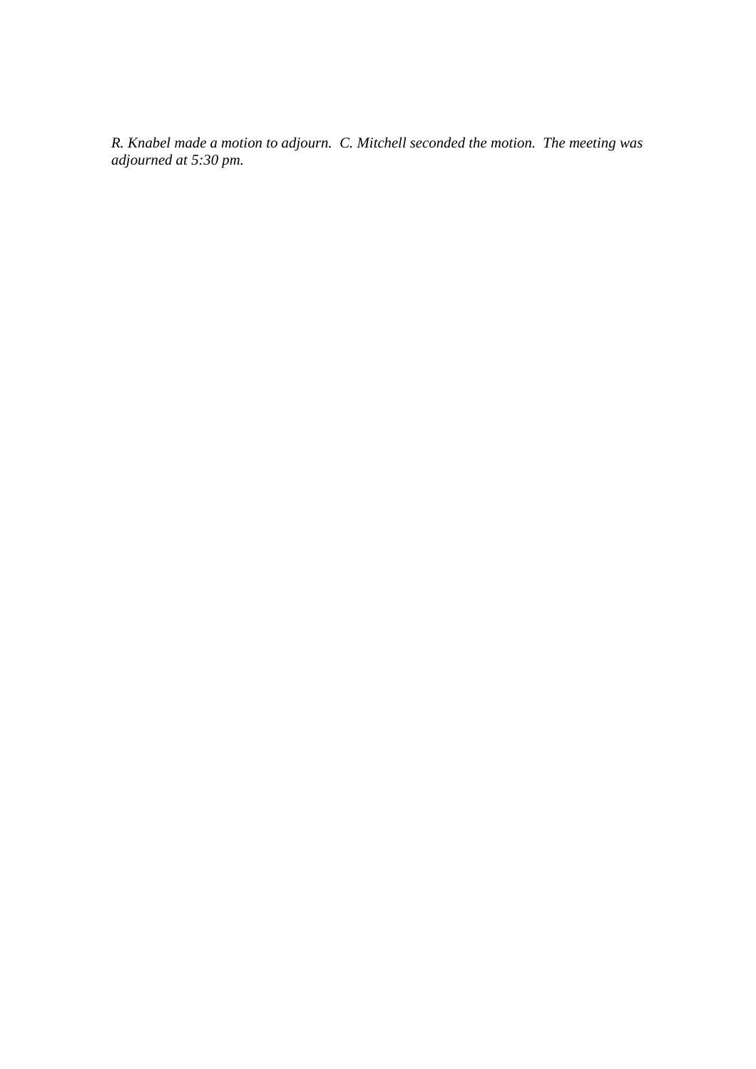*R. Knabel made a motion to adjourn. C. Mitchell seconded the motion. The meeting was adjourned at 5:30 pm.*